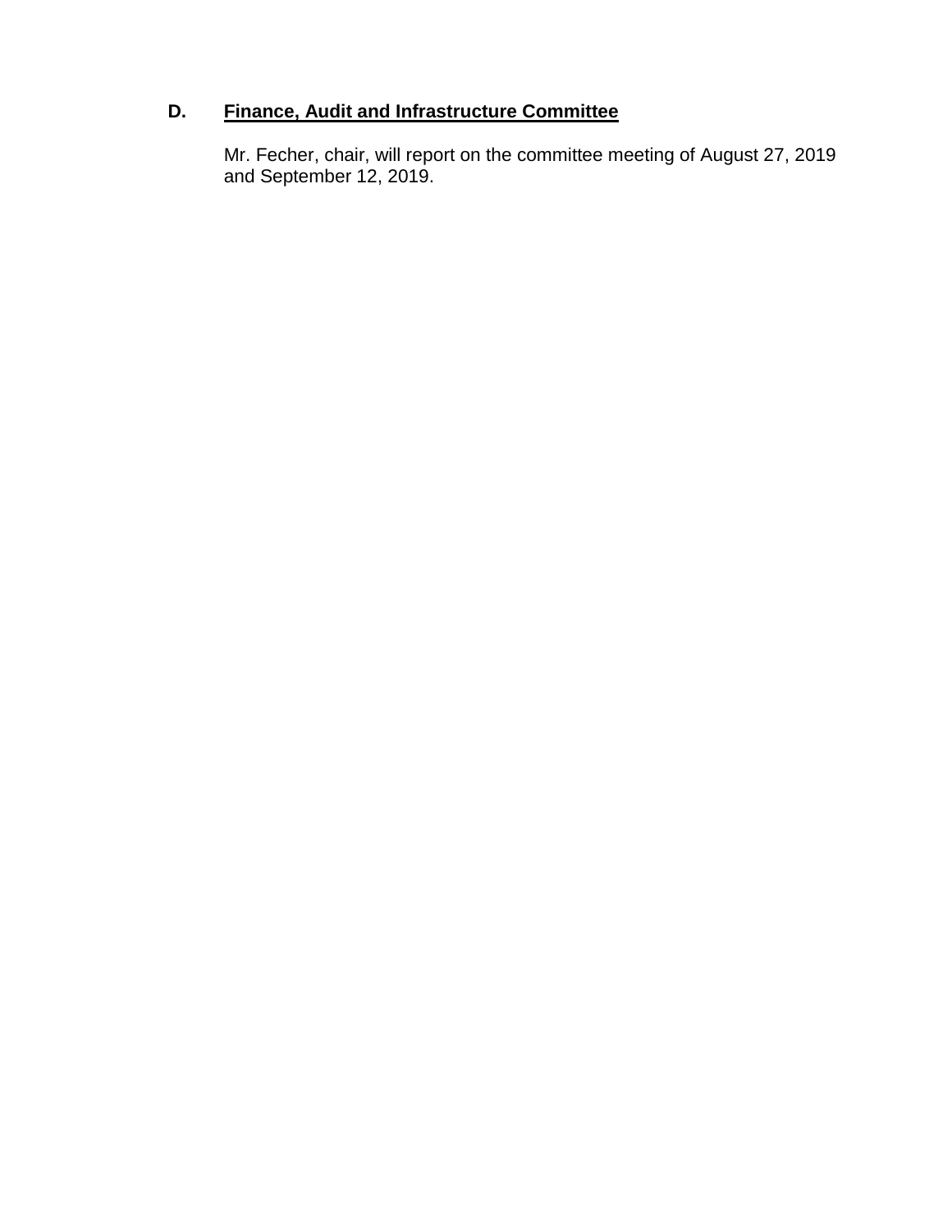### D. <u>Finance, Audit and Infrastructure Committee</u>

Mr. Fecher, chair, will report on the committee meeting of August 27, 2019 and September 12, 2019.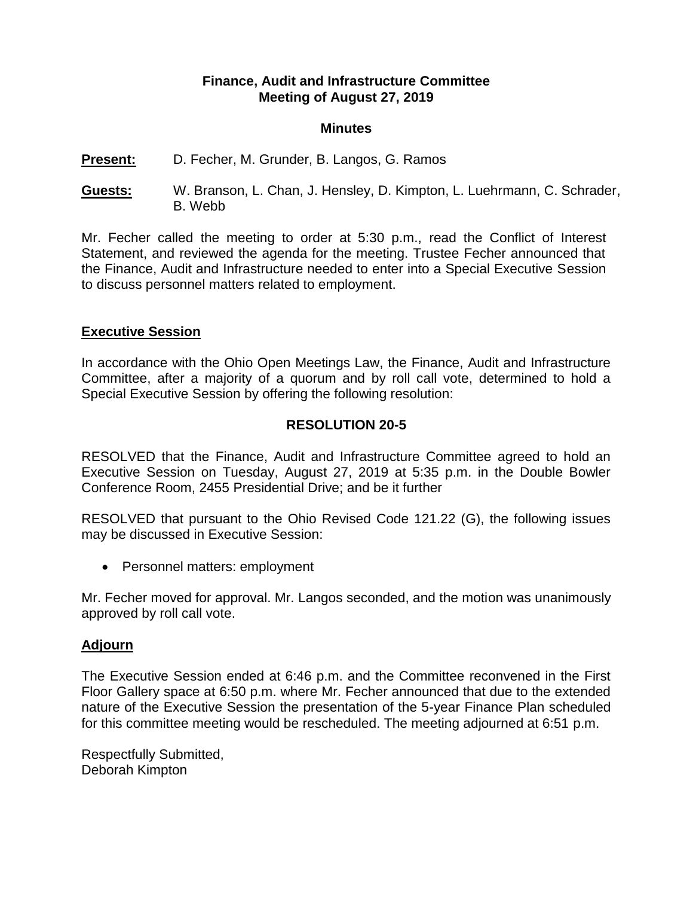**Finance, Audit and Infrastructure Committee**
**Meeting of August 27, 2019**

**Minutes**

**Present:** D. Fecher, M. Grunder, B. Langos, G. Ramos

**Guests:** W. Branson, L. Chan, J. Hensley, D. Kimpton, L. Luehrmann, C. Schrader, B. Webb

Mr. Fecher called the meeting to order at 5:30 p.m., read the Conflict of Interest Statement, and reviewed the agenda for the meeting. Trustee Fecher announced that the Finance, Audit and Infrastructure needed to enter into a Special Executive Session to discuss personnel matters related to employment.

## Executive Session

In accordance with the Ohio Open Meetings Law, the Finance, Audit and Infrastructure Committee, after a majority of a quorum and by roll call vote, determined to hold a Special Executive Session by offering the following resolution:

**RESOLUTION 20-5**

RESOLVED that the Finance, Audit and Infrastructure Committee agreed to hold an Executive Session on Tuesday, August 27, 2019 at 5:35 p.m. in the Double Bowler Conference Room, 2455 Presidential Drive; and be it further

RESOLVED that pursuant to the Ohio Revised Code 121.22 (G), the following issues may be discussed in Executive Session:

- Personnel matters: employment

Mr. Fecher moved for approval. Mr. Langos seconded, and the motion was unanimously approved by roll call vote.

## Adjourn

The Executive Session ended at 6:46 p.m. and the Committee reconvened in the First Floor Gallery space at 6:50 p.m. where Mr. Fecher announced that due to the extended nature of the Executive Session the presentation of the 5-year Finance Plan scheduled for this committee meeting would be rescheduled. The meeting adjourned at 6:51 p.m.

Respectfully Submitted,
Deborah Kimpton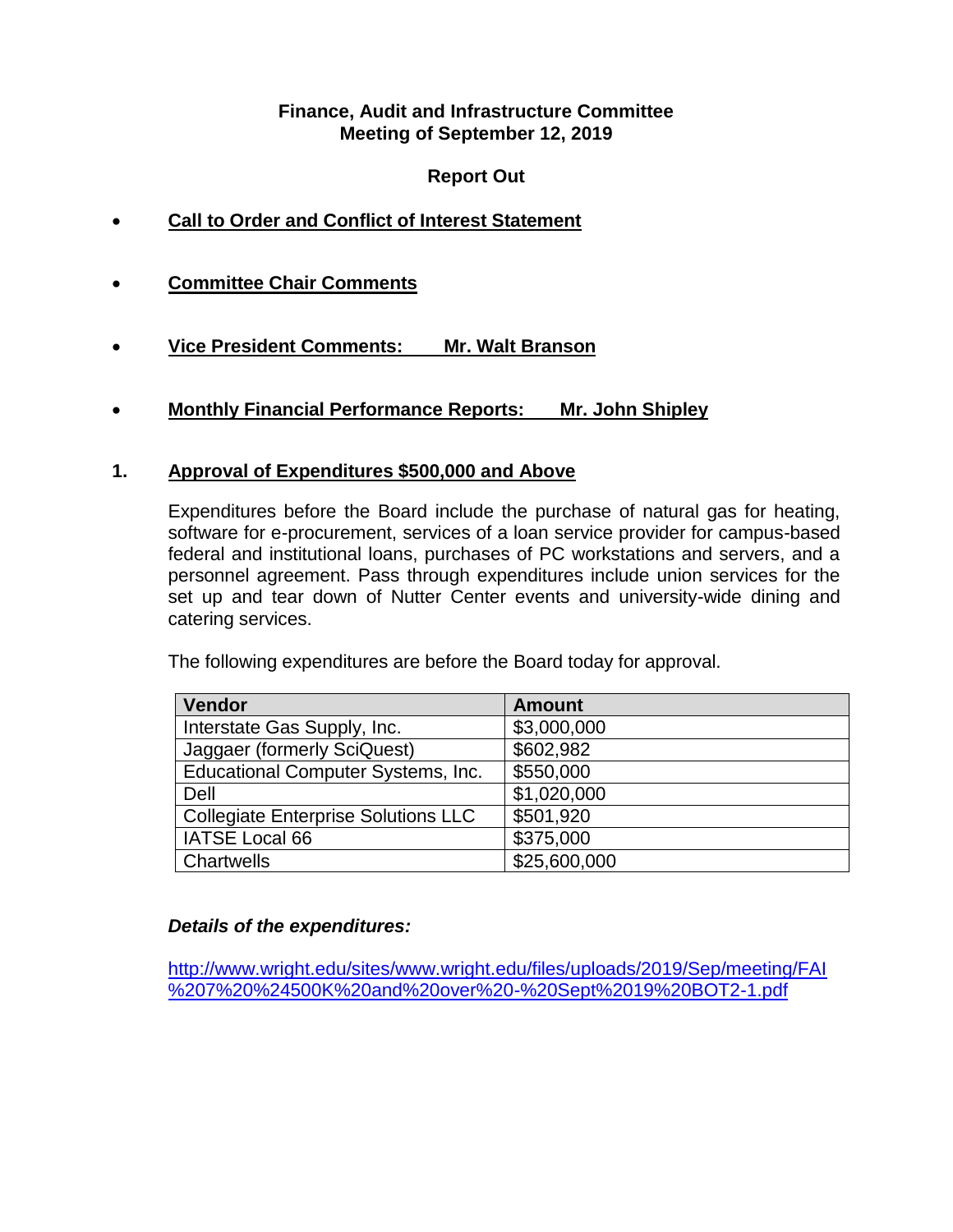**Finance, Audit and Infrastructure Committee**
**Meeting of September 12, 2019**

**Report Out**

- **<u>Call to Order and Conflict of Interest Statement</u>**

- **<u>Committee Chair Comments</u>**

- **<u>Vice President Comments: Mr. Walt Branson</u>**

- **<u>Monthly Financial Performance Reports: Mr. John Shipley</u>**

1. **<u>Approval of Expenditures $500,000 and Above</u>**

   Expenditures before the Board include the purchase of natural gas for heating, software for e-procurement, services of a loan service provider for campus-based federal and institutional loans, purchases of PC workstations and servers, and a personnel agreement. Pass through expenditures include union services for the set up and tear down of Nutter Center events and university-wide dining and catering services.

   The following expenditures are before the Board today for approval.

| Vendor | Amount |
| --- | --- |
| Interstate Gas Supply, Inc. | $3,000,000 |
| Jaggaer (formerly SciQuest) | $602,982 |
| Educational Computer Systems, Inc. | $550,000 |
| Dell | $1,020,000 |
| Collegiate Enterprise Solutions LLC | $501,920 |
| IATSE Local 66 | $375,000 |
| Chartwells | $25,600,000 |

   ***Details of the expenditures:***

   http://www.wright.edu/sites/www.wright.edu/files/uploads/2019/Sep/meeting/FAI%207%20%24500K%20and%20over%20-%20Sept%2019%20BOT2-1.pdf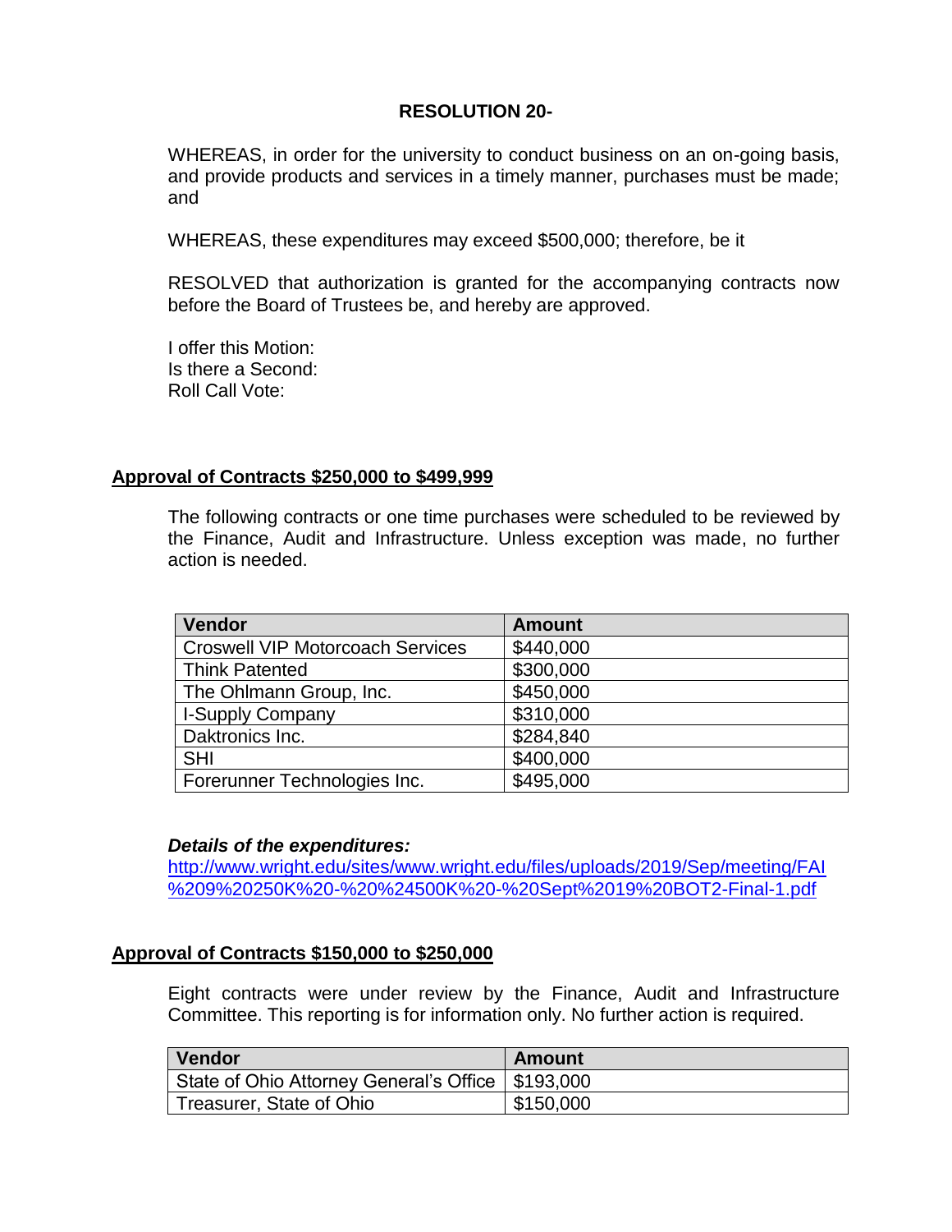**RESOLUTION 20-**

WHEREAS, in order for the university to conduct business on an on-going basis, and provide products and services in a timely manner, purchases must be made; and

WHEREAS, these expenditures may exceed $500,000; therefore, be it

RESOLVED that authorization is granted for the accompanying contracts now before the Board of Trustees be, and hereby are approved.

I offer this Motion:
Is there a Second:
Roll Call Vote:

**Approval of Contracts $250,000 to $499,999**

The following contracts or one time purchases were scheduled to be reviewed by the Finance, Audit and Infrastructure. Unless exception was made, no further action is needed.

| Vendor | Amount |
|---|---|
| Croswell VIP Motorcoach Services | $440,000 |
| Think Patented | $300,000 |
| The Ohlmann Group, Inc. | $450,000 |
| I-Supply Company | $310,000 |
| Daktronics Inc. | $284,840 |
| SHI | $400,000 |
| Forerunner Technologies Inc. | $495,000 |

***Details of the expenditures:***
http://www.wright.edu/sites/www.wright.edu/files/uploads/2019/Sep/meeting/FAI%209%20250K%20-%20%24500K%20-%20Sept%2019%20BOT2-Final-1.pdf

**Approval of Contracts $150,000 to $250,000**

Eight contracts were under review by the Finance, Audit and Infrastructure Committee. This reporting is for information only. No further action is required.

| Vendor | Amount |
|---|---|
| State of Ohio Attorney General's Office | $193,000 |
| Treasurer, State of Ohio | $150,000 |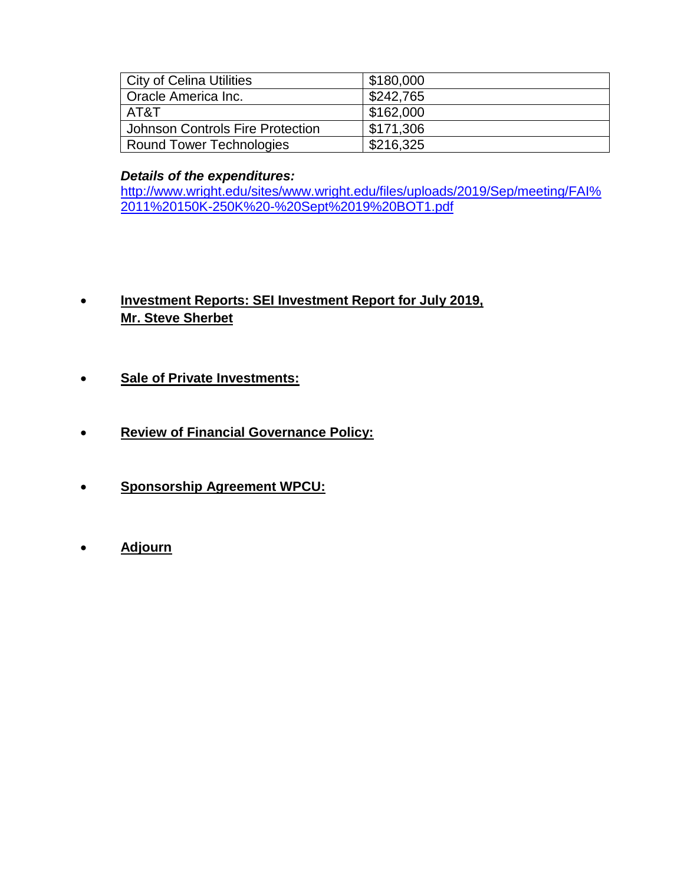| | |
|---|---|
| City of Celina Utilities | $180,000 |
| Oracle America Inc. | $242,765 |
| AT&T | $162,000 |
| Johnson Controls Fire Protection | $171,306 |
| Round Tower Technologies | $216,325 |

***Details of the expenditures:***
http://www.wright.edu/sites/www.wright.edu/files/uploads/2019/Sep/meeting/FAI%2011%20150K-250K%20-%20Sept%2019%20BOT1.pdf

- **Investment Reports: SEI Investment Report for July 2019, Mr. Steve Sherbet**

- **Sale of Private Investments:**

- **Review of Financial Governance Policy:**

- **Sponsorship Agreement WPCU:**

- **Adjourn**